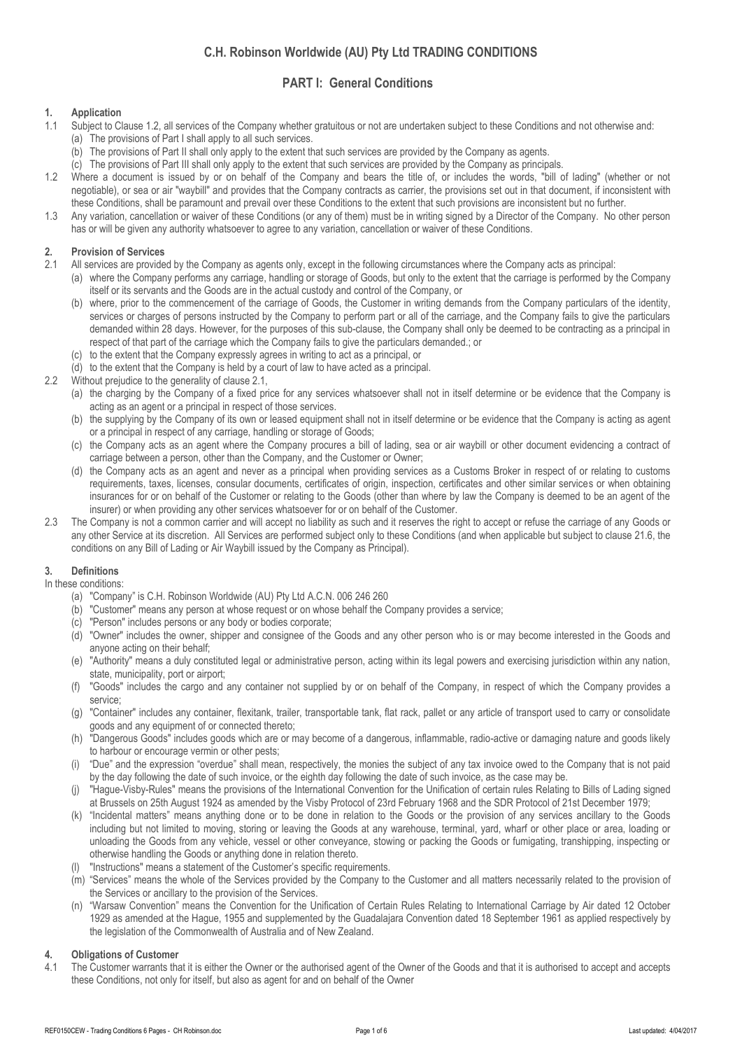# C.H. Robinson Worldwide (AU) Pty Ltd TRADING CONDITIONS

## PART I: General Conditions

### 1. Application

1.1 Subject to Clause 1.2, all services of the Company whether gratuitous or not are undertaken subject to these Conditions and not otherwise and:

(a) The provisions of Part I shall apply to all such services.

(b) The provisions of Part II shall only apply to the extent that such services are provided by the Company as agents.

(c) The provisions of Part III shall only apply to the extent that such services are provided by the Company as principals.

1.2 Where a document is issued by or on behalf of the Company and bears the title of, or includes the words, "bill of lading" (whether or not negotiable), or sea or air "waybill" and provides that the Company contracts as carrier, the provisions set out in that document, if inconsistent with these Conditions, shall be paramount and prevail over these Conditions to the extent that such provisions are inconsistent but no further.

1.3 Any variation, cancellation or waiver of these Conditions (or any of them) must be in writing signed by a Director of the Company. No other person has or will be given any authority whatsoever to agree to any variation, cancellation or waiver of these Conditions.

### 2. Provision of Services

2.1 All services are provided by the Company as agents only, except in the following circumstances where the Company acts as principal:

(a) where the Company performs any carriage, handling or storage of Goods, but only to the extent that the carriage is performed by the Company itself or its servants and the Goods are in the actual custody and control of the Company, or

(b) where, prior to the commencement of the carriage of Goods, the Customer in writing demands from the Company particulars of the identity, services or charges of persons instructed by the Company to perform part or all of the carriage, and the Company fails to give the particulars demanded within 28 days. However, for the purposes of this sub-clause, the Company shall only be deemed to be contracting as a principal in respect of that part of the carriage which the Company fails to give the particulars demanded.; or

(c) to the extent that the Company expressly agrees in writing to act as a principal, or

(d) to the extent that the Company is held by a court of law to have acted as a principal.

2.2 Without prejudice to the generality of clause 2.1,

(a) the charging by the Company of a fixed price for any services whatsoever shall not in itself determine or be evidence that the Company is acting as an agent or a principal in respect of those services.

(b) the supplying by the Company of its own or leased equipment shall not in itself determine or be evidence that the Company is acting as agent or a principal in respect of any carriage, handling or storage of Goods;

(c) the Company acts as an agent where the Company procures a bill of lading, sea or air waybill or other document evidencing a contract of carriage between a person, other than the Company, and the Customer or Owner;

(d) the Company acts as an agent and never as a principal when providing services as a Customs Broker in respect of or relating to customs requirements, taxes, licenses, consular documents, certificates of origin, inspection, certificates and other similar services or when obtaining insurances for or on behalf of the Customer or relating to the Goods (other than where by law the Company is deemed to be an agent of the insurer) or when providing any other services whatsoever for or on behalf of the Customer.

2.3 The Company is not a common carrier and will accept no liability as such and it reserves the right to accept or refuse the carriage of any Goods or any other Service at its discretion. All Services are performed subject only to these Conditions (and when applicable but subject to clause 21.6, the conditions on any Bill of Lading or Air Waybill issued by the Company as Principal).

### 3. Definitions

In these conditions:

(a) "Company" is C.H. Robinson Worldwide (AU) Pty Ltd A.C.N. 006 246 260

(b) "Customer" means any person at whose request or on whose behalf the Company provides a service;

(c) "Person" includes persons or any body or bodies corporate;

(d) "Owner" includes the owner, shipper and consignee of the Goods and any other person who is or may become interested in the Goods and anyone acting on their behalf;

(e) "Authority" means a duly constituted legal or administrative person, acting within its legal powers and exercising jurisdiction within any nation, state, municipality, port or airport;

(f) "Goods" includes the cargo and any container not supplied by or on behalf of the Company, in respect of which the Company provides a service;

(g) "Container" includes any container, flexitank, trailer, transportable tank, flat rack, pallet or any article of transport used to carry or consolidate goods and any equipment of or connected thereto;

(h) "Dangerous Goods" includes goods which are or may become of a dangerous, inflammable, radio-active or damaging nature and goods likely to harbour or encourage vermin or other pests;

(i) "Due" and the expression "overdue" shall mean, respectively, the monies the subject of any tax invoice owed to the Company that is not paid by the day following the date of such invoice, or the eighth day following the date of such invoice, as the case may be.

(j) "Hague-Visby-Rules" means the provisions of the International Convention for the Unification of certain rules Relating to Bills of Lading signed at Brussels on 25th August 1924 as amended by the Visby Protocol of 23rd February 1968 and the SDR Protocol of 21st December 1979;

(k) "Incidental matters" means anything done or to be done in relation to the Goods or the provision of any services ancillary to the Goods including but not limited to moving, storing or leaving the Goods at any warehouse, terminal, yard, wharf or other place or area, loading or unloading the Goods from any vehicle, vessel or other conveyance, stowing or packing the Goods or fumigating, transhipping, inspecting or otherwise handling the Goods or anything done in relation thereto.

(l) "Instructions" means a statement of the Customer's specific requirements.

(m) "Services" means the whole of the Services provided by the Company to the Customer and all matters necessarily related to the provision of the Services or ancillary to the provision of the Services.

(n) "Warsaw Convention" means the Convention for the Unification of Certain Rules Relating to International Carriage by Air dated 12 October 1929 as amended at the Hague, 1955 and supplemented by the Guadalajara Convention dated 18 September 1961 as applied respectively by the legislation of the Commonwealth of Australia and of New Zealand.

### 4. Obligations of Customer

4.1 The Customer warrants that it is either the Owner or the authorised agent of the Owner of the Goods and that it is authorised to accept and accepts these Conditions, not only for itself, but also as agent for and on behalf of the Owner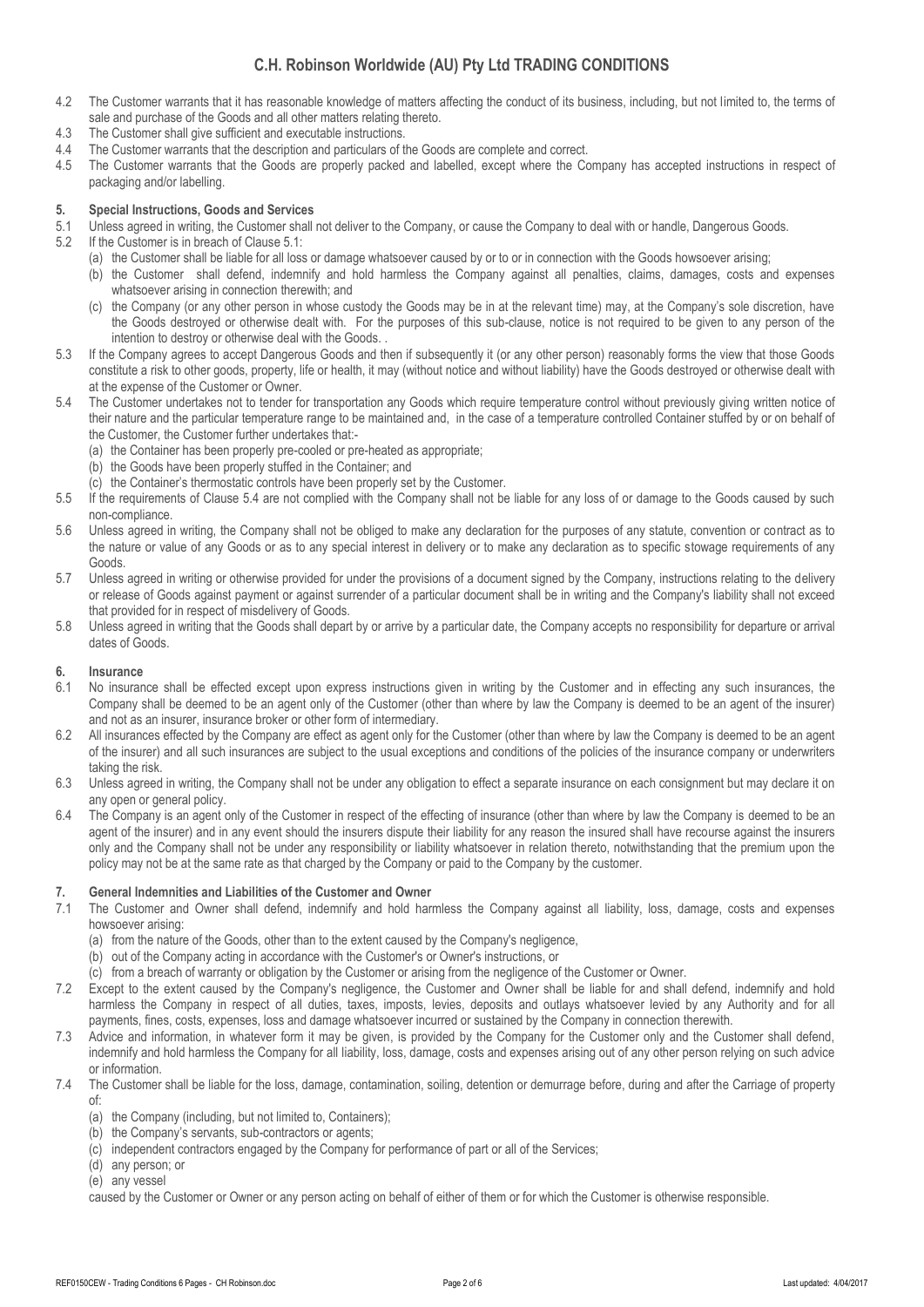4.2 The Customer warrants that it has reasonable knowledge of matters affecting the conduct of its business, including, but not limited to, the terms of sale and purchase of the Goods and all other matters relating thereto.

4.3 The Customer shall give sufficient and executable instructions.

4.4 The Customer warrants that the description and particulars of the Goods are complete and correct.

4.5 The Customer warrants that the Goods are properly packed and labelled, except where the Company has accepted instructions in respect of packaging and/or labelling.

## 5. Special Instructions, Goods and Services

5.1 Unless agreed in writing, the Customer shall not deliver to the Company, or cause the Company to deal with or handle, Dangerous Goods.

5.2 If the Customer is in breach of Clause 5.1:

(a) the Customer shall be liable for all loss or damage whatsoever caused by or to or in connection with the Goods howsoever arising;

(b) the Customer shall defend, indemnify and hold harmless the Company against all penalties, claims, damages, costs and expenses whatsoever arising in connection therewith; and

(c) the Company (or any other person in whose custody the Goods may be in at the relevant time) may, at the Company's sole discretion, have the Goods destroyed or otherwise dealt with. For the purposes of this sub-clause, notice is not required to be given to any person of the intention to destroy or otherwise deal with the Goods. .

5.3 If the Company agrees to accept Dangerous Goods and then if subsequently it (or any other person) reasonably forms the view that those Goods constitute a risk to other goods, property, life or health, it may (without notice and without liability) have the Goods destroyed or otherwise dealt with at the expense of the Customer or Owner.

5.4 The Customer undertakes not to tender for transportation any Goods which require temperature control without previously giving written notice of their nature and the particular temperature range to be maintained and, in the case of a temperature controlled Container stuffed by or on behalf of the Customer, the Customer further undertakes that:-

(a) the Container has been properly pre-cooled or pre-heated as appropriate;

(b) the Goods have been properly stuffed in the Container; and

(c) the Container's thermostatic controls have been properly set by the Customer.

5.5 If the requirements of Clause 5.4 are not complied with the Company shall not be liable for any loss of or damage to the Goods caused by such non-compliance.

5.6 Unless agreed in writing, the Company shall not be obliged to make any declaration for the purposes of any statute, convention or contract as to the nature or value of any Goods or as to any special interest in delivery or to make any declaration as to specific stowage requirements of any Goods.

5.7 Unless agreed in writing or otherwise provided for under the provisions of a document signed by the Company, instructions relating to the delivery or release of Goods against payment or against surrender of a particular document shall be in writing and the Company's liability shall not exceed that provided for in respect of misdelivery of Goods.

5.8 Unless agreed in writing that the Goods shall depart by or arrive by a particular date, the Company accepts no responsibility for departure or arrival dates of Goods.

## 6. Insurance

6.1 No insurance shall be effected except upon express instructions given in writing by the Customer and in effecting any such insurances, the Company shall be deemed to be an agent only of the Customer (other than where by law the Company is deemed to be an agent of the insurer) and not as an insurer, insurance broker or other form of intermediary.

6.2 All insurances effected by the Company are effect as agent only for the Customer (other than where by law the Company is deemed to be an agent of the insurer) and all such insurances are subject to the usual exceptions and conditions of the policies of the insurance company or underwriters taking the risk.

6.3 Unless agreed in writing, the Company shall not be under any obligation to effect a separate insurance on each consignment but may declare it on any open or general policy.

6.4 The Company is an agent only of the Customer in respect of the effecting of insurance (other than where by law the Company is deemed to be an agent of the insurer) and in any event should the insurers dispute their liability for any reason the insured shall have recourse against the insurers only and the Company shall not be under any responsibility or liability whatsoever in relation thereto, notwithstanding that the premium upon the policy may not be at the same rate as that charged by the Company or paid to the Company by the customer.

## 7. General Indemnities and Liabilities of the Customer and Owner

7.1 The Customer and Owner shall defend, indemnify and hold harmless the Company against all liability, loss, damage, costs and expenses howsoever arising:

(a) from the nature of the Goods, other than to the extent caused by the Company's negligence,

(b) out of the Company acting in accordance with the Customer's or Owner's instructions, or

(c) from a breach of warranty or obligation by the Customer or arising from the negligence of the Customer or Owner.

7.2 Except to the extent caused by the Company's negligence, the Customer and Owner shall be liable for and shall defend, indemnify and hold harmless the Company in respect of all duties, taxes, imposts, levies, deposits and outlays whatsoever levied by any Authority and for all payments, fines, costs, expenses, loss and damage whatsoever incurred or sustained by the Company in connection therewith.

7.3 Advice and information, in whatever form it may be given, is provided by the Company for the Customer only and the Customer shall defend, indemnify and hold harmless the Company for all liability, loss, damage, costs and expenses arising out of any other person relying on such advice or information.

7.4 The Customer shall be liable for the loss, damage, contamination, soiling, detention or demurrage before, during and after the Carriage of property of:

(a) the Company (including, but not limited to, Containers);

(b) the Company's servants, sub-contractors or agents;

(c) independent contractors engaged by the Company for performance of part or all of the Services;

(d) any person; or

(e) any vessel

caused by the Customer or Owner or any person acting on behalf of either of them or for which the Customer is otherwise responsible.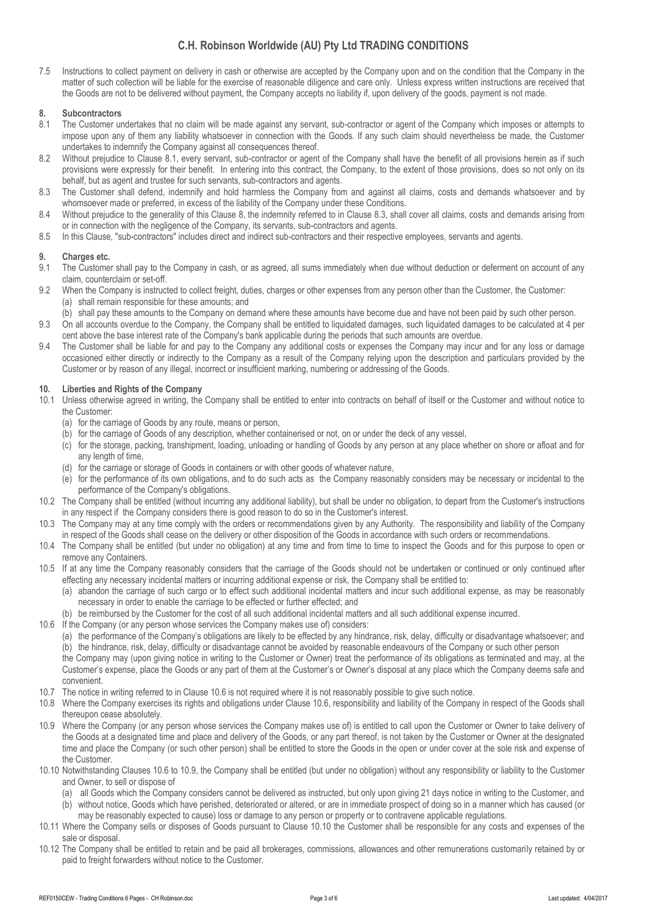7.5 Instructions to collect payment on delivery in cash or otherwise are accepted by the Company upon and on the condition that the Company in the matter of such collection will be liable for the exercise of reasonable diligence and care only. Unless express written instructions are received that the Goods are not to be delivered without payment, the Company accepts no liability if, upon delivery of the goods, payment is not made.

## 8. Subcontractors

8.1 The Customer undertakes that no claim will be made against any servant, sub-contractor or agent of the Company which imposes or attempts to impose upon any of them any liability whatsoever in connection with the Goods. If any such claim should nevertheless be made, the Customer undertakes to indemnify the Company against all consequences thereof.

8.2 Without prejudice to Clause 8.1, every servant, sub-contractor or agent of the Company shall have the benefit of all provisions herein as if such provisions were expressly for their benefit. In entering into this contract, the Company, to the extent of those provisions, does so not only on its behalf, but as agent and trustee for such servants, sub-contractors and agents.

8.3 The Customer shall defend, indemnify and hold harmless the Company from and against all claims, costs and demands whatsoever and by whomsoever made or preferred, in excess of the liability of the Company under these Conditions.

8.4 Without prejudice to the generality of this Clause 8, the indemnity referred to in Clause 8.3, shall cover all claims, costs and demands arising from or in connection with the negligence of the Company, its servants, sub-contractors and agents.

8.5 In this Clause, "sub-contractors" includes direct and indirect sub-contractors and their respective employees, servants and agents.

## 9. Charges etc.

9.1 The Customer shall pay to the Company in cash, or as agreed, all sums immediately when due without deduction or deferment on account of any claim, counterclaim or set-off.

9.2 When the Company is instructed to collect freight, duties, charges or other expenses from any person other than the Customer, the Customer:
- (a) shall remain responsible for these amounts; and
- (b) shall pay these amounts to the Company on demand where these amounts have become due and have not been paid by such other person.

9.3 On all accounts overdue to the Company, the Company shall be entitled to liquidated damages, such liquidated damages to be calculated at 4 per cent above the base interest rate of the Company's bank applicable during the periods that such amounts are overdue.

9.4 The Customer shall be liable for and pay to the Company any additional costs or expenses the Company may incur and for any loss or damage occasioned either directly or indirectly to the Company as a result of the Company relying upon the description and particulars provided by the Customer or by reason of any illegal, incorrect or insufficient marking, numbering or addressing of the Goods.

## 10. Liberties and Rights of the Company

10.1 Unless otherwise agreed in writing, the Company shall be entitled to enter into contracts on behalf of itself or the Customer and without notice to the Customer:
- (a) for the carriage of Goods by any route, means or person,
- (b) for the carriage of Goods of any description, whether containerised or not, on or under the deck of any vessel,
- (c) for the storage, packing, transhipment, loading, unloading or handling of Goods by any person at any place whether on shore or afloat and for any length of time,
- (d) for the carriage or storage of Goods in containers or with other goods of whatever nature,
- (e) for the performance of its own obligations, and to do such acts as the Company reasonably considers may be necessary or incidental to the performance of the Company's obligations.

10.2 The Company shall be entitled (without incurring any additional liability), but shall be under no obligation, to depart from the Customer's instructions in any respect if the Company considers there is good reason to do so in the Customer's interest.

10.3 The Company may at any time comply with the orders or recommendations given by any Authority. The responsibility and liability of the Company in respect of the Goods shall cease on the delivery or other disposition of the Goods in accordance with such orders or recommendations.

10.4 The Company shall be entitled (but under no obligation) at any time and from time to time to inspect the Goods and for this purpose to open or remove any Containers.

10.5 If at any time the Company reasonably considers that the carriage of the Goods should not be undertaken or continued or only continued after effecting any necessary incidental matters or incurring additional expense or risk, the Company shall be entitled to:
- (a) abandon the carriage of such cargo or to effect such additional incidental matters and incur such additional expense, as may be reasonably necessary in order to enable the carriage to be effected or further effected; and
- (b) be reimbursed by the Customer for the cost of all such additional incidental matters and all such additional expense incurred.

10.6 If the Company (or any person whose services the Company makes use of) considers:
- (a) the performance of the Company's obligations are likely to be effected by any hindrance, risk, delay, difficulty or disadvantage whatsoever; and
- (b) the hindrance, risk, delay, difficulty or disadvantage cannot be avoided by reasonable endeavours of the Company or such other person

the Company may (upon giving notice in writing to the Customer or Owner) treat the performance of its obligations as terminated and may, at the Customer's expense, place the Goods or any part of them at the Customer's or Owner's disposal at any place which the Company deems safe and convenient.

10.7 The notice in writing referred to in Clause 10.6 is not required where it is not reasonably possible to give such notice.

10.8 Where the Company exercises its rights and obligations under Clause 10.6, responsibility and liability of the Company in respect of the Goods shall thereupon cease absolutely.

10.9 Where the Company (or any person whose services the Company makes use of) is entitled to call upon the Customer or Owner to take delivery of the Goods at a designated time and place and delivery of the Goods, or any part thereof, is not taken by the Customer or Owner at the designated time and place the Company (or such other person) shall be entitled to store the Goods in the open or under cover at the sole risk and expense of the Customer.

10.10 Notwithstanding Clauses 10.6 to 10.9, the Company shall be entitled (but under no obligation) without any responsibility or liability to the Customer and Owner, to sell or dispose of
- (a) all Goods which the Company considers cannot be delivered as instructed, but only upon giving 21 days notice in writing to the Customer, and
- (b) without notice, Goods which have perished, deteriorated or altered, or are in immediate prospect of doing so in a manner which has caused (or may be reasonably expected to cause) loss or damage to any person or property or to contravene applicable regulations.

10.11 Where the Company sells or disposes of Goods pursuant to Clause 10.10 the Customer shall be responsible for any costs and expenses of the sale or disposal.

10.12 The Company shall be entitled to retain and be paid all brokerages, commissions, allowances and other remunerations customarily retained by or paid to freight forwarders without notice to the Customer.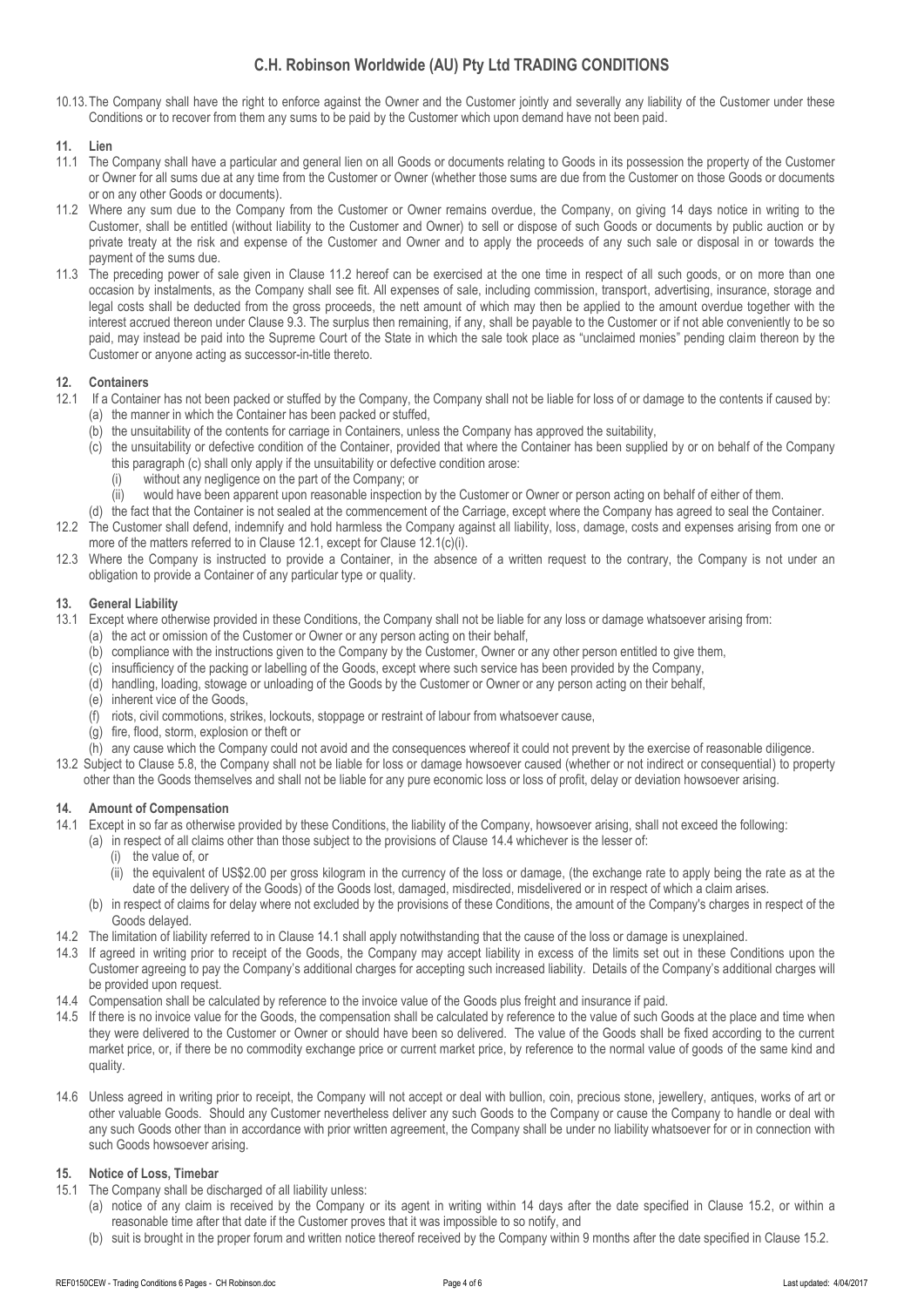10.13. The Company shall have the right to enforce against the Owner and the Customer jointly and severally any liability of the Customer under these Conditions or to recover from them any sums to be paid by the Customer which upon demand have not been paid.

## 11. Lien

11.1 The Company shall have a particular and general lien on all Goods or documents relating to Goods in its possession the property of the Customer or Owner for all sums due at any time from the Customer or Owner (whether those sums are due from the Customer on those Goods or documents or on any other Goods or documents).

11.2 Where any sum due to the Company from the Customer or Owner remains overdue, the Company, on giving 14 days notice in writing to the Customer, shall be entitled (without liability to the Customer and Owner) to sell or dispose of such Goods or documents by public auction or by private treaty at the risk and expense of the Customer and Owner and to apply the proceeds of any such sale or disposal in or towards the payment of the sums due.

11.3 The preceding power of sale given in Clause 11.2 hereof can be exercised at the one time in respect of all such goods, or on more than one occasion by instalments, as the Company shall see fit. All expenses of sale, including commission, transport, advertising, insurance, storage and legal costs shall be deducted from the gross proceeds, the nett amount of which may then be applied to the amount overdue together with the interest accrued thereon under Clause 9.3. The surplus then remaining, if any, shall be payable to the Customer or if not able conveniently to be so paid, may instead be paid into the Supreme Court of the State in which the sale took place as "unclaimed monies" pending claim thereon by the Customer or anyone acting as successor-in-title thereto.

## 12. Containers

12.1 If a Container has not been packed or stuffed by the Company, the Company shall not be liable for loss of or damage to the contents if caused by:
- (a) the manner in which the Container has been packed or stuffed,
- (b) the unsuitability of the contents for carriage in Containers, unless the Company has approved the suitability,
- (c) the unsuitability or defective condition of the Container, provided that where the Container has been supplied by or on behalf of the Company this paragraph (c) shall only apply if the unsuitability or defective condition arose:
  - (i) without any negligence on the part of the Company; or
  - (ii) would have been apparent upon reasonable inspection by the Customer or Owner or person acting on behalf of either of them.
- (d) the fact that the Container is not sealed at the commencement of the Carriage, except where the Company has agreed to seal the Container.

12.2 The Customer shall defend, indemnify and hold harmless the Company against all liability, loss, damage, costs and expenses arising from one or more of the matters referred to in Clause 12.1, except for Clause 12.1(c)(i).

12.3 Where the Company is instructed to provide a Container, in the absence of a written request to the contrary, the Company is not under an obligation to provide a Container of any particular type or quality.

## 13. General Liability

13.1 Except where otherwise provided in these Conditions, the Company shall not be liable for any loss or damage whatsoever arising from:
- (a) the act or omission of the Customer or Owner or any person acting on their behalf,
- (b) compliance with the instructions given to the Company by the Customer, Owner or any other person entitled to give them,
- (c) insufficiency of the packing or labelling of the Goods, except where such service has been provided by the Company,
- (d) handling, loading, stowage or unloading of the Goods by the Customer or Owner or any person acting on their behalf,
- (e) inherent vice of the Goods,
- (f) riots, civil commotions, strikes, lockouts, stoppage or restraint of labour from whatsoever cause,
- (g) fire, flood, storm, explosion or theft or
- (h) any cause which the Company could not avoid and the consequences whereof it could not prevent by the exercise of reasonable diligence.

13.2 Subject to Clause 5.8, the Company shall not be liable for loss or damage howsoever caused (whether or not indirect or consequential) to property other than the Goods themselves and shall not be liable for any pure economic loss or loss of profit, delay or deviation howsoever arising.

## 14. Amount of Compensation

14.1 Except in so far as otherwise provided by these Conditions, the liability of the Company, howsoever arising, shall not exceed the following:
- (a) in respect of all claims other than those subject to the provisions of Clause 14.4 whichever is the lesser of:
  - (i) the value of, or
  - (ii) the equivalent of US$2.00 per gross kilogram in the currency of the loss or damage, (the exchange rate to apply being the rate as at the date of the delivery of the Goods) of the Goods lost, damaged, misdirected, misdelivered or in respect of which a claim arises.
- (b) in respect of claims for delay where not excluded by the provisions of these Conditions, the amount of the Company's charges in respect of the Goods delayed.

14.2 The limitation of liability referred to in Clause 14.1 shall apply notwithstanding that the cause of the loss or damage is unexplained.

14.3 If agreed in writing prior to receipt of the Goods, the Company may accept liability in excess of the limits set out in these Conditions upon the Customer agreeing to pay the Company's additional charges for accepting such increased liability. Details of the Company's additional charges will be provided upon request.

14.4 Compensation shall be calculated by reference to the invoice value of the Goods plus freight and insurance if paid.

14.5 If there is no invoice value for the Goods, the compensation shall be calculated by reference to the value of such Goods at the place and time when they were delivered to the Customer or Owner or should have been so delivered. The value of the Goods shall be fixed according to the current market price, or, if there be no commodity exchange price or current market price, by reference to the normal value of goods of the same kind and quality.

14.6 Unless agreed in writing prior to receipt, the Company will not accept or deal with bullion, coin, precious stone, jewellery, antiques, works of art or other valuable Goods. Should any Customer nevertheless deliver any such Goods to the Company or cause the Company to handle or deal with any such Goods other than in accordance with prior written agreement, the Company shall be under no liability whatsoever for or in connection with such Goods howsoever arising.

## 15. Notice of Loss, Timebar

15.1 The Company shall be discharged of all liability unless:
- (a) notice of any claim is received by the Company or its agent in writing within 14 days after the date specified in Clause 15.2, or within a reasonable time after that date if the Customer proves that it was impossible to so notify, and
- (b) suit is brought in the proper forum and written notice thereof received by the Company within 9 months after the date specified in Clause 15.2.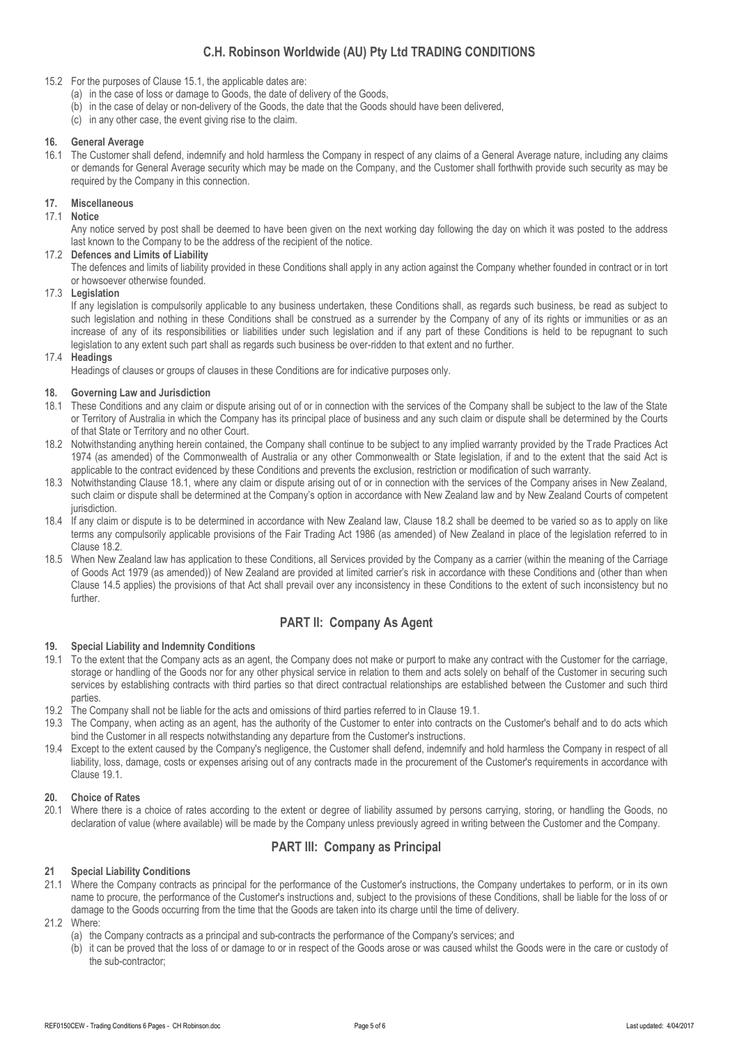15.2 For the purposes of Clause 15.1, the applicable dates are:
   (a) in the case of loss or damage to Goods, the date of delivery of the Goods,
   (b) in the case of delay or non-delivery of the Goods, the date that the Goods should have been delivered,
   (c) in any other case, the event giving rise to the claim.

**16. General Average**

16.1 The Customer shall defend, indemnify and hold harmless the Company in respect of any claims of a General Average nature, including any claims or demands for General Average security which may be made on the Company, and the Customer shall forthwith provide such security as may be required by the Company in this connection.

**17. Miscellaneous**

17.1 **Notice**

Any notice served by post shall be deemed to have been given on the next working day following the day on which it was posted to the address last known to the Company to be the address of the recipient of the notice.

17.2 **Defences and Limits of Liability**

The defences and limits of liability provided in these Conditions shall apply in any action against the Company whether founded in contract or in tort or howsoever otherwise founded.

17.3 **Legislation**

If any legislation is compulsorily applicable to any business undertaken, these Conditions shall, as regards such business, be read as subject to such legislation and nothing in these Conditions shall be construed as a surrender by the Company of any of its rights or immunities or as an increase of any of its responsibilities or liabilities under such legislation and if any part of these Conditions is held to be repugnant to such legislation to any extent such part shall as regards such business be over-ridden to that extent and no further.

17.4 **Headings**

Headings of clauses or groups of clauses in these Conditions are for indicative purposes only.

**18. Governing Law and Jurisdiction**

18.1 These Conditions and any claim or dispute arising out of or in connection with the services of the Company shall be subject to the law of the State or Territory of Australia in which the Company has its principal place of business and any such claim or dispute shall be determined by the Courts of that State or Territory and no other Court.

18.2 Notwithstanding anything herein contained, the Company shall continue to be subject to any implied warranty provided by the Trade Practices Act 1974 (as amended) of the Commonwealth of Australia or any other Commonwealth or State legislation, if and to the extent that the said Act is applicable to the contract evidenced by these Conditions and prevents the exclusion, restriction or modification of such warranty.

18.3 Notwithstanding Clause 18.1, where any claim or dispute arising out of or in connection with the services of the Company arises in New Zealand, such claim or dispute shall be determined at the Company's option in accordance with New Zealand law and by New Zealand Courts of competent jurisdiction.

18.4 If any claim or dispute is to be determined in accordance with New Zealand law, Clause 18.2 shall be deemed to be varied so as to apply on like terms any compulsorily applicable provisions of the Fair Trading Act 1986 (as amended) of New Zealand in place of the legislation referred to in Clause 18.2.

18.5 When New Zealand law has application to these Conditions, all Services provided by the Company as a carrier (within the meaning of the Carriage of Goods Act 1979 (as amended)) of New Zealand are provided at limited carrier's risk in accordance with these Conditions and (other than when Clause 14.5 applies) the provisions of that Act shall prevail over any inconsistency in these Conditions to the extent of such inconsistency but no further.

## PART II: Company As Agent

**19. Special Liability and Indemnity Conditions**

19.1 To the extent that the Company acts as an agent, the Company does not make or purport to make any contract with the Customer for the carriage, storage or handling of the Goods nor for any other physical service in relation to them and acts solely on behalf of the Customer in securing such services by establishing contracts with third parties so that direct contractual relationships are established between the Customer and such third parties.

19.2 The Company shall not be liable for the acts and omissions of third parties referred to in Clause 19.1.

19.3 The Company, when acting as an agent, has the authority of the Customer to enter into contracts on the Customer's behalf and to do acts which bind the Customer in all respects notwithstanding any departure from the Customer's instructions.

19.4 Except to the extent caused by the Company's negligence, the Customer shall defend, indemnify and hold harmless the Company in respect of all liability, loss, damage, costs or expenses arising out of any contracts made in the procurement of the Customer's requirements in accordance with Clause 19.1.

**20. Choice of Rates**

20.1 Where there is a choice of rates according to the extent or degree of liability assumed by persons carrying, storing, or handling the Goods, no declaration of value (where available) will be made by the Company unless previously agreed in writing between the Customer and the Company.

## PART III: Company as Principal

**21 Special Liability Conditions**

21.1 Where the Company contracts as principal for the performance of the Customer's instructions, the Company undertakes to perform, or in its own name to procure, the performance of the Customer's instructions and, subject to the provisions of these Conditions, shall be liable for the loss of or damage to the Goods occurring from the time that the Goods are taken into its charge until the time of delivery.

21.2 Where:
   (a) the Company contracts as a principal and sub-contracts the performance of the Company's services; and
   (b) it can be proved that the loss of or damage to or in respect of the Goods arose or was caused whilst the Goods were in the care or custody of the sub-contractor;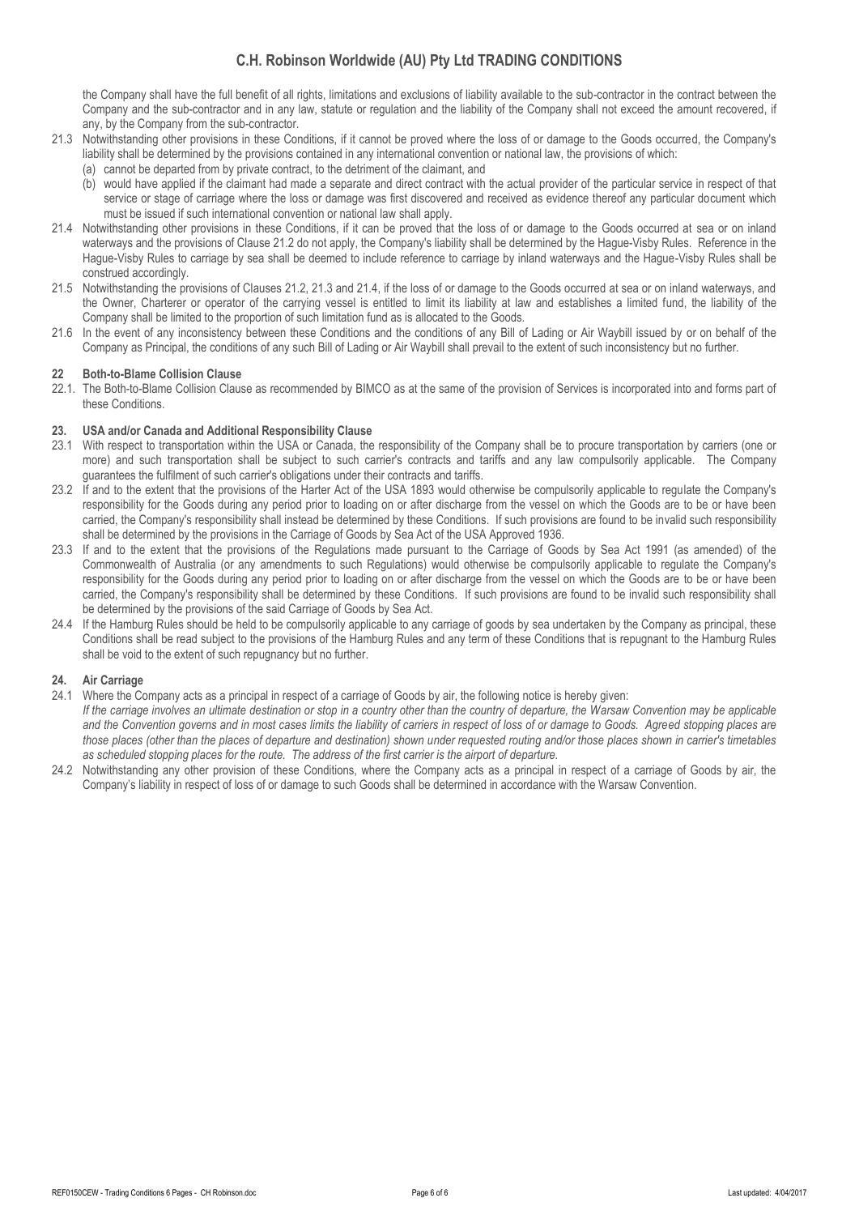the Company shall have the full benefit of all rights, limitations and exclusions of liability available to the sub-contractor in the contract between the Company and the sub-contractor and in any law, statute or regulation and the liability of the Company shall not exceed the amount recovered, if any, by the Company from the sub-contractor.

21.3 Notwithstanding other provisions in these Conditions, if it cannot be proved where the loss of or damage to the Goods occurred, the Company's liability shall be determined by the provisions contained in any international convention or national law, the provisions of which:

(a) cannot be departed from by private contract, to the detriment of the claimant, and

(b) would have applied if the claimant had made a separate and direct contract with the actual provider of the particular service in respect of that service or stage of carriage where the loss or damage was first discovered and received as evidence thereof any particular document which must be issued if such international convention or national law shall apply.

21.4 Notwithstanding other provisions in these Conditions, if it can be proved that the loss of or damage to the Goods occurred at sea or on inland waterways and the provisions of Clause 21.2 do not apply, the Company's liability shall be determined by the Hague-Visby Rules. Reference in the Hague-Visby Rules to carriage by sea shall be deemed to include reference to carriage by inland waterways and the Hague-Visby Rules shall be construed accordingly.

21.5 Notwithstanding the provisions of Clauses 21.2, 21.3 and 21.4, if the loss of or damage to the Goods occurred at sea or on inland waterways, and the Owner, Charterer or operator of the carrying vessel is entitled to limit its liability at law and establishes a limited fund, the liability of the Company shall be limited to the proportion of such limitation fund as is allocated to the Goods.

21.6 In the event of any inconsistency between these Conditions and the conditions of any Bill of Lading or Air Waybill issued by or on behalf of the Company as Principal, the conditions of any such Bill of Lading or Air Waybill shall prevail to the extent of such inconsistency but no further.

## 22 Both-to-Blame Collision Clause

22.1. The Both-to-Blame Collision Clause as recommended by BIMCO as at the same of the provision of Services is incorporated into and forms part of these Conditions.

## 23. USA and/or Canada and Additional Responsibility Clause

23.1 With respect to transportation within the USA or Canada, the responsibility of the Company shall be to procure transportation by carriers (one or more) and such transportation shall be subject to such carrier's contracts and tariffs and any law compulsorily applicable. The Company guarantees the fulfilment of such carrier's obligations under their contracts and tariffs.

23.2 If and to the extent that the provisions of the Harter Act of the USA 1893 would otherwise be compulsorily applicable to regulate the Company's responsibility for the Goods during any period prior to loading on or after discharge from the vessel on which the Goods are to be or have been carried, the Company's responsibility shall instead be determined by these Conditions. If such provisions are found to be invalid such responsibility shall be determined by the provisions in the Carriage of Goods by Sea Act of the USA Approved 1936.

23.3 If and to the extent that the provisions of the Regulations made pursuant to the Carriage of Goods by Sea Act 1991 (as amended) of the Commonwealth of Australia (or any amendments to such Regulations) would otherwise be compulsorily applicable to regulate the Company's responsibility for the Goods during any period prior to loading on or after discharge from the vessel on which the Goods are to be or have been carried, the Company's responsibility shall be determined by these Conditions. If such provisions are found to be invalid such responsibility shall be determined by the provisions of the said Carriage of Goods by Sea Act.

24.4 If the Hamburg Rules should be held to be compulsorily applicable to any carriage of goods by sea undertaken by the Company as principal, these Conditions shall be read subject to the provisions of the Hamburg Rules and any term of these Conditions that is repugnant to the Hamburg Rules shall be void to the extent of such repugnancy but no further.

## 24. Air Carriage

24.1 Where the Company acts as a principal in respect of a carriage of Goods by air, the following notice is hereby given:

*If the carriage involves an ultimate destination or stop in a country other than the country of departure, the Warsaw Convention may be applicable and the Convention governs and in most cases limits the liability of carriers in respect of loss of or damage to Goods. Agreed stopping places are those places (other than the places of departure and destination) shown under requested routing and/or those places shown in carrier's timetables as scheduled stopping places for the route. The address of the first carrier is the airport of departure.*

24.2 Notwithstanding any other provision of these Conditions, where the Company acts as a principal in respect of a carriage of Goods by air, the Company's liability in respect of loss of or damage to such Goods shall be determined in accordance with the Warsaw Convention.